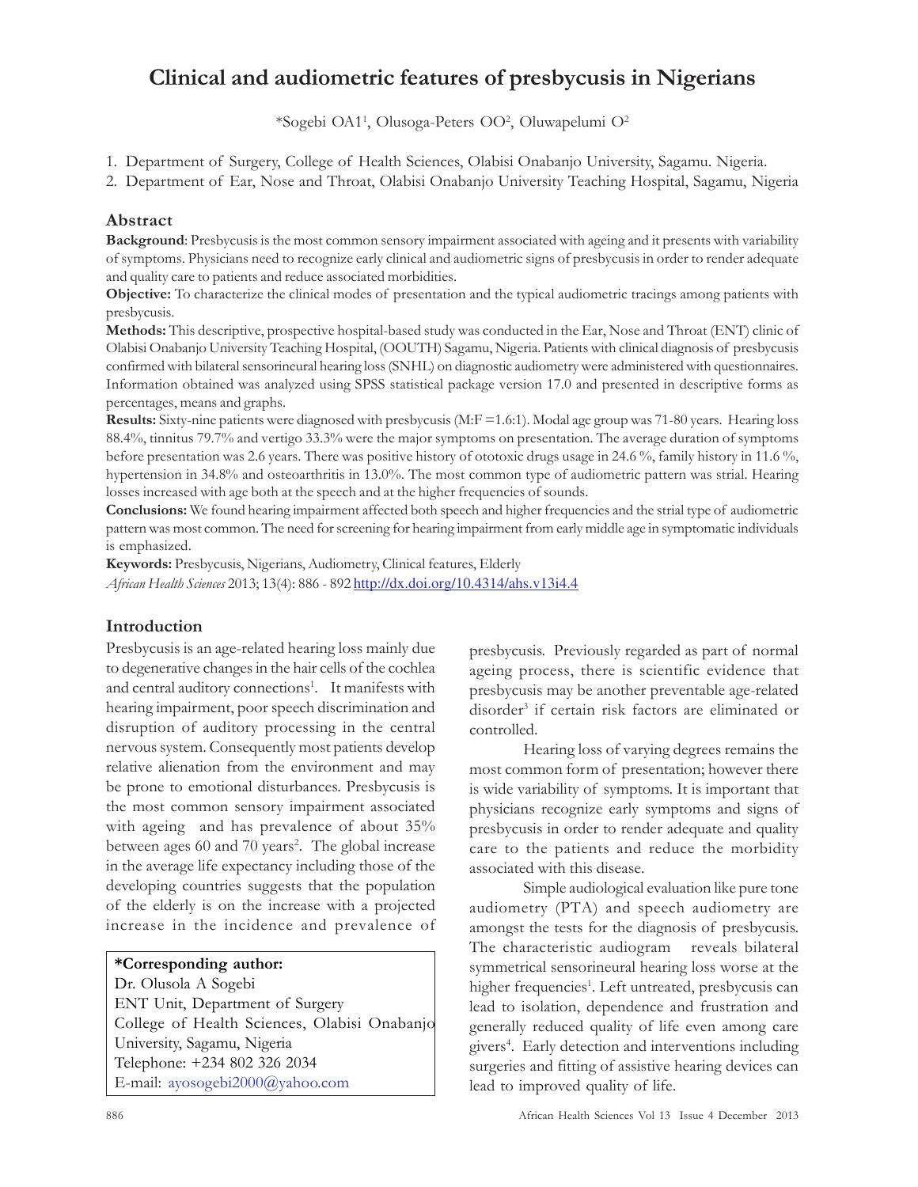# Clinical and audiometric features of presbycusis in Nigerians

*Sogebi OA1[1], Olusoga-Peters OO[2], Oluwapelumi O[2]

1. Department of Surgery, College of Health Sciences, Olabisi Onabanjo University, Sagamu. Nigeria.
2. Department of Ear, Nose and Throat, Olabisi Onabanjo University Teaching Hospital, Sagamu, Nigeria

## Abstract

**Background**: Presbycusis is the most common sensory impairment associated with ageing and it presents with variability of symptoms. Physicians need to recognize early clinical and audiometric signs of presbycusis in order to render adequate and quality care to patients and reduce associated morbidities.

**Objective:** To characterize the clinical modes of presentation and the typical audiometric tracings among patients with presbycusis.

**Methods:** This descriptive, prospective hospital-based study was conducted in the Ear, Nose and Throat (ENT) clinic of Olabisi Onabanjo University Teaching Hospital, (OOUTH) Sagamu, Nigeria. Patients with clinical diagnosis of presbycusis confirmed with bilateral sensorineural hearing loss (SNHL) on diagnostic audiometry were administered with questionnaires. Information obtained was analyzed using SPSS statistical package version 17.0 and presented in descriptive forms as percentages, means and graphs.

**Results:** Sixty-nine patients were diagnosed with presbycusis (M:F =1.6:1). Modal age group was 71-80 years. Hearing loss 88.4%, tinnitus 79.7% and vertigo 33.3% were the major symptoms on presentation. The average duration of symptoms before presentation was 2.6 years. There was positive history of ototoxic drugs usage in 24.6 %, family history in 11.6 %, hypertension in 34.8% and osteoarthritis in 13.0%. The most common type of audiometric pattern was strial. Hearing losses increased with age both at the speech and at the higher frequencies of sounds.

**Conclusions:** We found hearing impairment affected both speech and higher frequencies and the strial type of audiometric pattern was most common. The need for screening for hearing impairment from early middle age in symptomatic individuals is emphasized.

**Keywords:** Presbycusis, Nigerians, Audiometry, Clinical features, Elderly

*African Health Sciences* 2013; 13(4): 886 - 892 http://dx.doi.org/10.4314/ahs.v13i4.4

## Introduction

Presbycusis is an age-related hearing loss mainly due to degenerative changes in the hair cells of the cochlea and central auditory connections[1]. It manifests with hearing impairment, poor speech discrimination and disruption of auditory processing in the central nervous system. Consequently most patients develop relative alienation from the environment and may be prone to emotional disturbances. Presbycusis is the most common sensory impairment associated with ageing and has prevalence of about 35% between ages 60 and 70 years[2]. The global increase in the average life expectancy including those of the developing countries suggests that the population of the elderly is on the increase with a projected increase in the incidence and prevalence of presbycusis. Previously regarded as part of normal ageing process, there is scientific evidence that presbycusis may be another preventable age-related disorder[3] if certain risk factors are eliminated or controlled.

Hearing loss of varying degrees remains the most common form of presentation; however there is wide variability of symptoms. It is important that physicians recognize early symptoms and signs of presbycusis in order to render adequate and quality care to the patients and reduce the morbidity associated with this disease.

Simple audiological evaluation like pure tone audiometry (PTA) and speech audiometry are amongst the tests for the diagnosis of presbycusis. The characteristic audiogram reveals bilateral symmetrical sensorineural hearing loss worse at the higher frequencies[1]. Left untreated, presbycusis can lead to isolation, dependence and frustration and generally reduced quality of life even among care givers[4]. Early detection and interventions including surgeries and fitting of assistive hearing devices can lead to improved quality of life.

**\*Corresponding author:**
Dr. Olusola A Sogebi
ENT Unit, Department of Surgery
College of Health Sciences, Olabisi Onabanjo University, Sagamu, Nigeria
Telephone: +234 802 326 2034
E-mail: ayosogebi2000@yahoo.com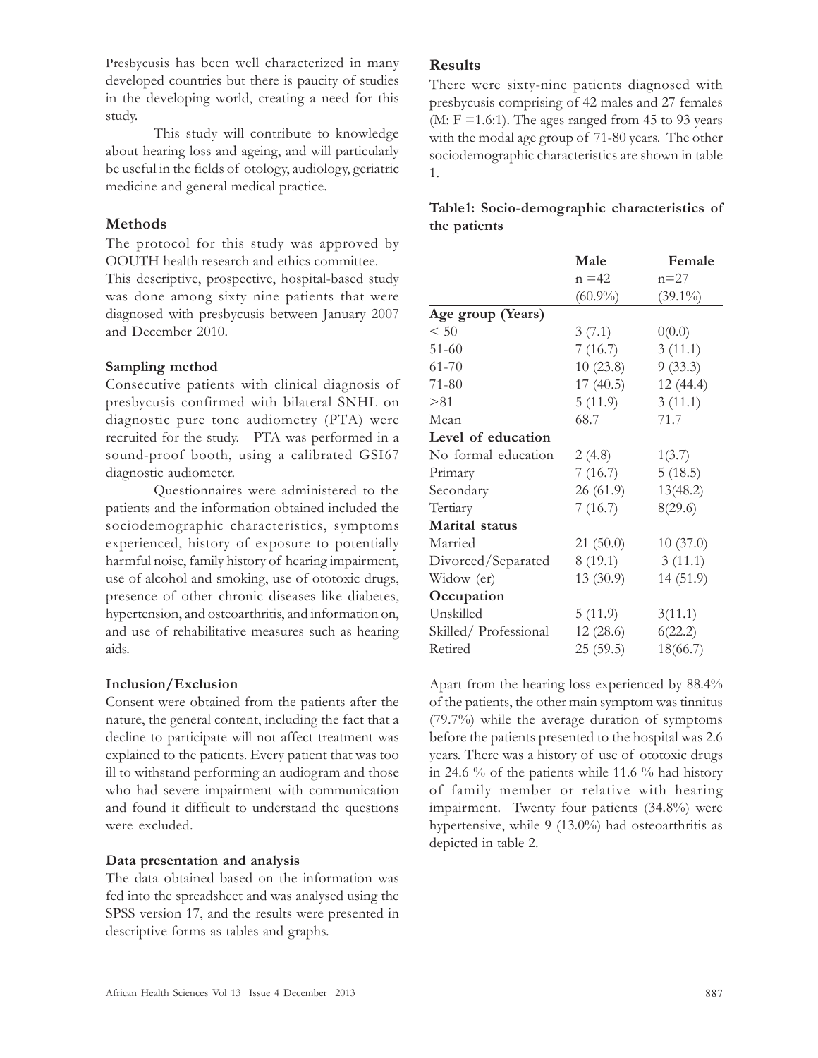Presbycusis has been well characterized in many developed countries but there is paucity of studies in the developing world, creating a need for this study.

This study will contribute to knowledge about hearing loss and ageing, and will particularly be useful in the fields of otology, audiology, geriatric medicine and general medical practice.

## Methods

The protocol for this study was approved by OOUTH health research and ethics committee.
This descriptive, prospective, hospital-based study was done among sixty nine patients that were diagnosed with presbycusis between January 2007 and December 2010.

### Sampling method

Consecutive patients with clinical diagnosis of presbycusis confirmed with bilateral SNHL on diagnostic pure tone audiometry (PTA) were recruited for the study. PTA was performed in a sound-proof booth, using a calibrated GSI67 diagnostic audiometer.

Questionnaires were administered to the patients and the information obtained included the sociodemographic characteristics, symptoms experienced, history of exposure to potentially harmful noise, family history of hearing impairment, use of alcohol and smoking, use of ototoxic drugs, presence of other chronic diseases like diabetes, hypertension, and osteoarthritis, and information on, and use of rehabilitative measures such as hearing aids.

### Inclusion/Exclusion

Consent were obtained from the patients after the nature, the general content, including the fact that a decline to participate will not affect treatment was explained to the patients. Every patient that was too ill to withstand performing an audiogram and those who had severe impairment with communication and found it difficult to understand the questions were excluded.

### Data presentation and analysis

The data obtained based on the information was fed into the spreadsheet and was analysed using the SPSS version 17, and the results were presented in descriptive forms as tables and graphs.

## Results

There were sixty-nine patients diagnosed with presbycusis comprising of 42 males and 27 females (M: F =1.6:1). The ages ranged from 45 to 93 years with the modal age group of 71-80 years. The other sociodemographic characteristics are shown in table 1.

**Table1: Socio-demographic characteristics of the patients**

| | Male n =42 (60.9%) | Female n=27 (39.1%) |
|---|---|---|
| **Age group (Years)** | | |
| < 50 | 3 (7.1) | 0(0.0) |
| 51-60 | 7 (16.7) | 3 (11.1) |
| 61-70 | 10 (23.8) | 9 (33.3) |
| 71-80 | 17 (40.5) | 12 (44.4) |
| >81 | 5 (11.9) | 3 (11.1) |
| Mean | 68.7 | 71.7 |
| **Level of education** | | |
| No formal education | 2 (4.8) | 1(3.7) |
| Primary | 7 (16.7) | 5 (18.5) |
| Secondary | 26 (61.9) | 13(48.2) |
| Tertiary | 7 (16.7) | 8(29.6) |
| **Marital status** | | |
| Married | 21 (50.0) | 10 (37.0) |
| Divorced/Separated | 8 (19.1) | 3 (11.1) |
| Widow (er) | 13 (30.9) | 14 (51.9) |
| **Occupation** | | |
| Unskilled | 5 (11.9) | 3(11.1) |
| Skilled/ Professional | 12 (28.6) | 6(22.2) |
| Retired | 25 (59.5) | 18(66.7) |

Apart from the hearing loss experienced by 88.4% of the patients, the other main symptom was tinnitus (79.7%) while the average duration of symptoms before the patients presented to the hospital was 2.6 years. There was a history of use of ototoxic drugs in 24.6 % of the patients while 11.6 % had history of family member or relative with hearing impairment. Twenty four patients (34.8%) were hypertensive, while 9 (13.0%) had osteoarthritis as depicted in table 2.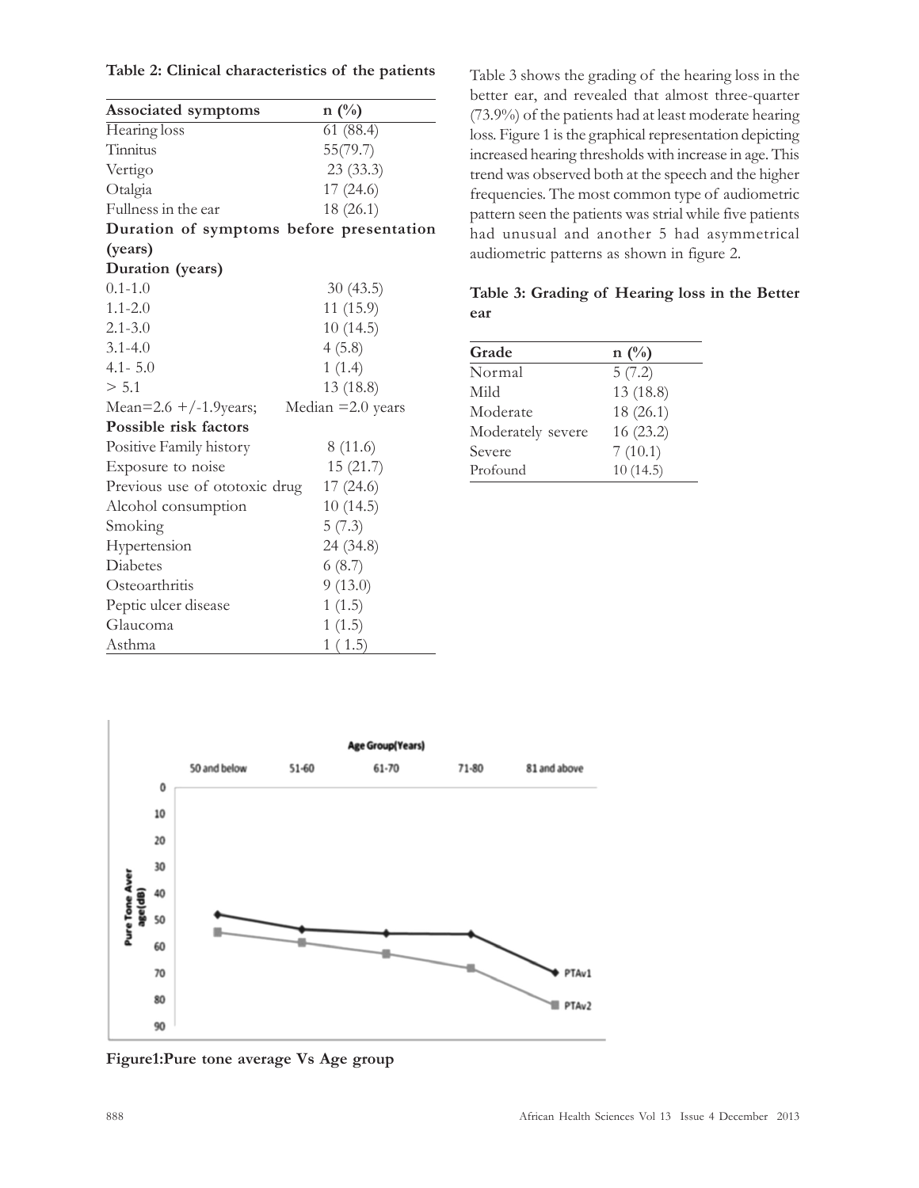**Table 2: Clinical characteristics of the patients**

| Associated symptoms | n (%) |
|---|---|
| Hearing loss | 61 (88.4) |
| Tinnitus | 55(79.7) |
| Vertigo | 23 (33.3) |
| Otalgia | 17 (24.6) |
| Fullness in the ear | 18 (26.1) |
| **Duration of symptoms before presentation (years)** | |
| **Duration (years)** | |
| 0.1-1.0 | 30 (43.5) |
| 1.1-2.0 | 11 (15.9) |
| 2.1-3.0 | 10 (14.5) |
| 3.1-4.0 | 4 (5.8) |
| 4.1- 5.0 | 1 (1.4) |
| > 5.1 | 13 (18.8) |
| Mean=2.6 +/-1.9years; | Median =2.0 years |
| **Possible risk factors** | |
| Positive Family history | 8 (11.6) |
| Exposure to noise | 15 (21.7) |
| Previous use of ototoxic drug | 17 (24.6) |
| Alcohol consumption | 10 (14.5) |
| Smoking | 5 (7.3) |
| Hypertension | 24 (34.8) |
| Diabetes | 6 (8.7) |
| Osteoarthritis | 9 (13.0) |
| Peptic ulcer disease | 1 (1.5) |
| Glaucoma | 1 (1.5) |
| Asthma | 1 ( 1.5) |

Table 3 shows the grading of the hearing loss in the better ear, and revealed that almost three-quarter (73.9%) of the patients had at least moderate hearing loss. Figure 1 is the graphical representation depicting increased hearing thresholds with increase in age. This trend was observed both at the speech and the higher frequencies. The most common type of audiometric pattern seen the patients was strial while five patients had unusual and another 5 had asymmetrical audiometric patterns as shown in figure 2.

**Table 3: Grading of Hearing loss in the Better ear**

| Grade | n (%) |
|---|---|
| Normal | 5 (7.2) |
| Mild | 13 (18.8) |
| Moderate | 18 (26.1) |
| Moderately severe | 16 (23.2) |
| Severe | 7 (10.1) |
| Profound | 10 (14.5) |

**Figure1:Pure tone average Vs Age group**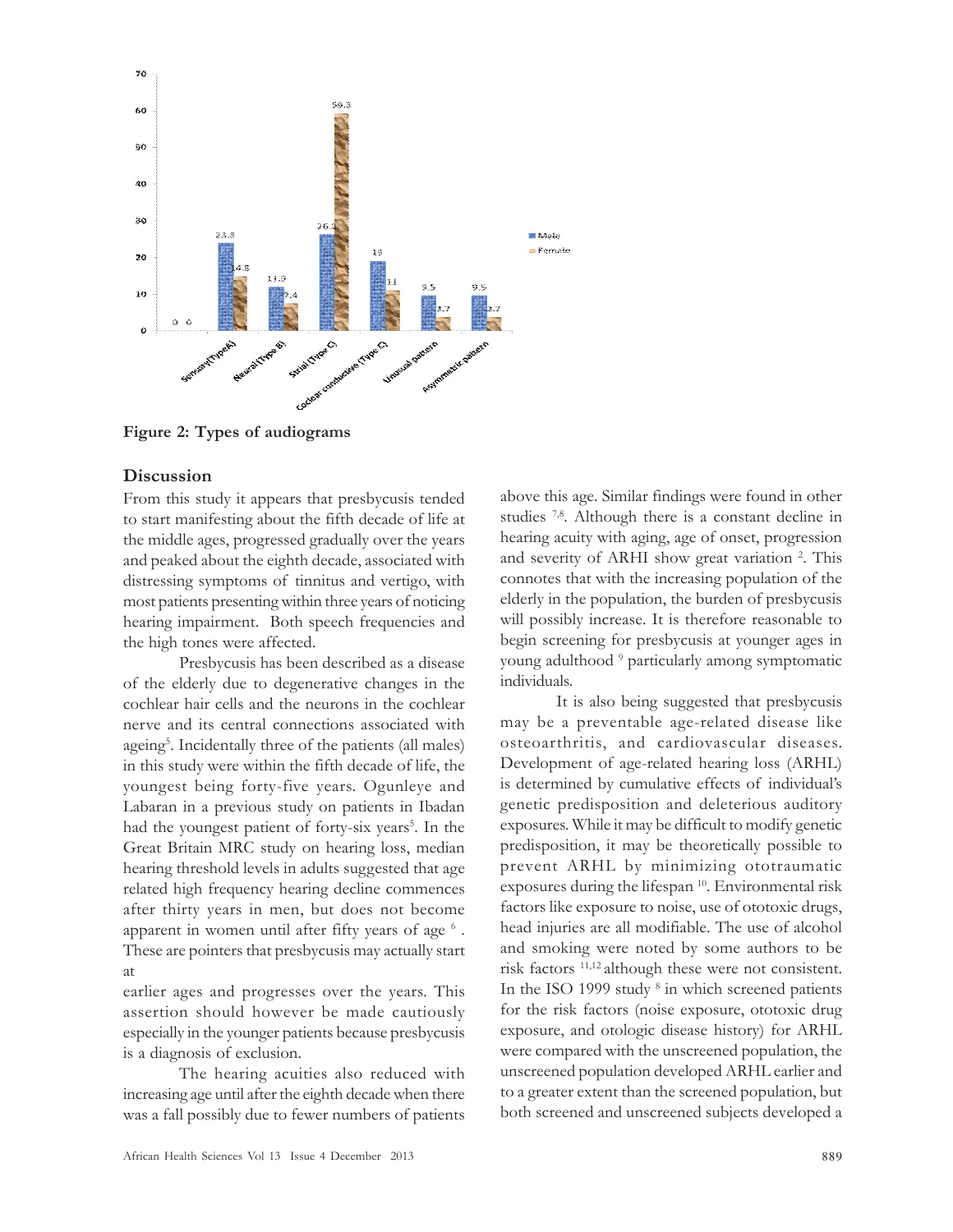**Figure 2: Types of audiograms**

## Discussion

From this study it appears that presbycusis tended to start manifesting about the fifth decade of life at the middle ages, progressed gradually over the years and peaked about the eighth decade, associated with distressing symptoms of tinnitus and vertigo, with most patients presenting within three years of noticing hearing impairment. Both speech frequencies and the high tones were affected.

Presbycusis has been described as a disease of the elderly due to degenerative changes in the cochlear hair cells and the neurons in the cochlear nerve and its central connections associated with ageing[5]. Incidentally three of the patients (all males) in this study were within the fifth decade of life, the youngest being forty-five years. Ogunleye and Labaran in a previous study on patients in Ibadan had the youngest patient of forty-six years[5]. In the Great Britain MRC study on hearing loss, median hearing threshold levels in adults suggested that age related high frequency hearing decline commences after thirty years in men, but does not become apparent in women until after fifty years of age [6]. These are pointers that presbycusis may actually start at earlier ages and progresses over the years. This assertion should however be made cautiously especially in the younger patients because presbycusis is a diagnosis of exclusion.

The hearing acuities also reduced with increasing age until after the eighth decade when there was a fall possibly due to fewer numbers of patients above this age. Similar findings were found in other studies [7,8]. Although there is a constant decline in hearing acuity with aging, age of onset, progression and severity of ARHI show great variation [2]. This connotes that with the increasing population of the elderly in the population, the burden of presbycusis will possibly increase. It is therefore reasonable to begin screening for presbycusis at younger ages in young adulthood [9] particularly among symptomatic individuals.

It is also being suggested that presbycusis may be a preventable age-related disease like osteoarthritis, and cardiovascular diseases. Development of age-related hearing loss (ARHL) is determined by cumulative effects of individual's genetic predisposition and deleterious auditory exposures. While it may be difficult to modify genetic predisposition, it may be theoretically possible to prevent ARHL by minimizing ototraumatic exposures during the lifespan [10]. Environmental risk factors like exposure to noise, use of ototoxic drugs, head injuries are all modifiable. The use of alcohol and smoking were noted by some authors to be risk factors [11,12] although these were not consistent. In the ISO 1999 study [8] in which screened patients for the risk factors (noise exposure, ototoxic drug exposure, and otologic disease history) for ARHL were compared with the unscreened population, the unscreened population developed ARHL earlier and to a greater extent than the screened population, but both screened and unscreened subjects developed a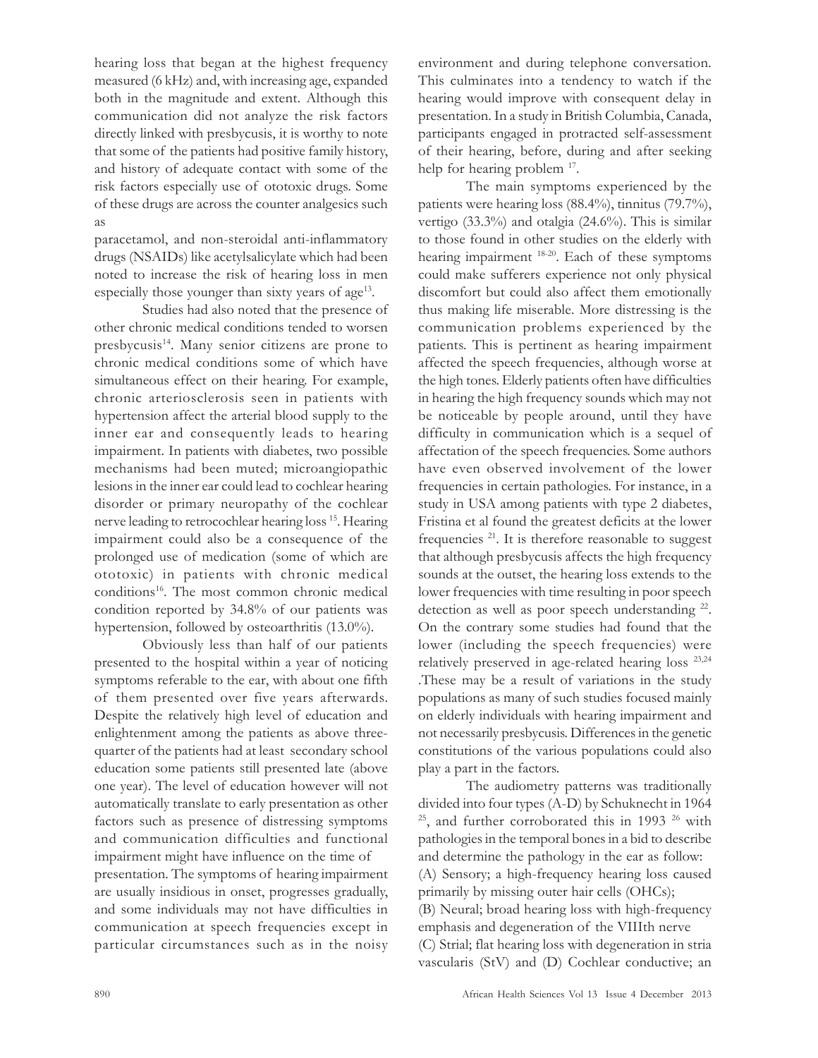hearing loss that began at the highest frequency measured (6 kHz) and, with increasing age, expanded both in the magnitude and extent. Although this communication did not analyze the risk factors directly linked with presbycusis, it is worthy to note that some of the patients had positive family history, and history of adequate contact with some of the risk factors especially use of ototoxic drugs. Some of these drugs are across the counter analgesics such as

paracetamol, and non-steroidal anti-inflammatory drugs (NSAIDs) like acetylsalicylate which had been noted to increase the risk of hearing loss in men especially those younger than sixty years of age[13].

Studies had also noted that the presence of other chronic medical conditions tended to worsen presbycusis[14]. Many senior citizens are prone to chronic medical conditions some of which have simultaneous effect on their hearing. For example, chronic arteriosclerosis seen in patients with hypertension affect the arterial blood supply to the inner ear and consequently leads to hearing impairment. In patients with diabetes, two possible mechanisms had been muted; microangiopathic lesions in the inner ear could lead to cochlear hearing disorder or primary neuropathy of the cochlear nerve leading to retrocochlear hearing loss [15]. Hearing impairment could also be a consequence of the prolonged use of medication (some of which are ototoxic) in patients with chronic medical conditions[16]. The most common chronic medical condition reported by 34.8% of our patients was hypertension, followed by osteoarthritis (13.0%).

Obviously less than half of our patients presented to the hospital within a year of noticing symptoms referable to the ear, with about one fifth of them presented over five years afterwards. Despite the relatively high level of education and enlightenment among the patients as above three-quarter of the patients had at least secondary school education some patients still presented late (above one year). The level of education however will not automatically translate to early presentation as other factors such as presence of distressing symptoms and communication difficulties and functional impairment might have influence on the time of presentation. The symptoms of hearing impairment are usually insidious in onset, progresses gradually, and some individuals may not have difficulties in communication at speech frequencies except in particular circumstances such as in the noisy environment and during telephone conversation. This culminates into a tendency to watch if the hearing would improve with consequent delay in presentation. In a study in British Columbia, Canada, participants engaged in protracted self-assessment of their hearing, before, during and after seeking help for hearing problem [17].

The main symptoms experienced by the patients were hearing loss (88.4%), tinnitus (79.7%), vertigo (33.3%) and otalgia (24.6%). This is similar to those found in other studies on the elderly with hearing impairment [18-20]. Each of these symptoms could make sufferers experience not only physical discomfort but could also affect them emotionally thus making life miserable. More distressing is the communication problems experienced by the patients. This is pertinent as hearing impairment affected the speech frequencies, although worse at the high tones. Elderly patients often have difficulties in hearing the high frequency sounds which may not be noticeable by people around, until they have difficulty in communication which is a sequel of affectation of the speech frequencies. Some authors have even observed involvement of the lower frequencies in certain pathologies. For instance, in a study in USA among patients with type 2 diabetes, Fristina et al found the greatest deficits at the lower frequencies [21]. It is therefore reasonable to suggest that although presbycusis affects the high frequency sounds at the outset, the hearing loss extends to the lower frequencies with time resulting in poor speech detection as well as poor speech understanding [22]. On the contrary some studies had found that the lower (including the speech frequencies) were relatively preserved in age-related hearing loss [23,24]. These may be a result of variations in the study populations as many of such studies focused mainly on elderly individuals with hearing impairment and not necessarily presbycusis. Differences in the genetic constitutions of the various populations could also play a part in the factors.

The audiometry patterns was traditionally divided into four types (A-D) by Schuknecht in 1964 [25], and further corroborated this in 1993 [26] with pathologies in the temporal bones in a bid to describe and determine the pathology in the ear as follow:

(A) Sensory; a high-frequency hearing loss caused primarily by missing outer hair cells (OHCs);
(B) Neural; broad hearing loss with high-frequency emphasis and degeneration of the VIIIth nerve
(C) Strial; flat hearing loss with degeneration in stria vascularis (StV) and (D) Cochlear conductive; an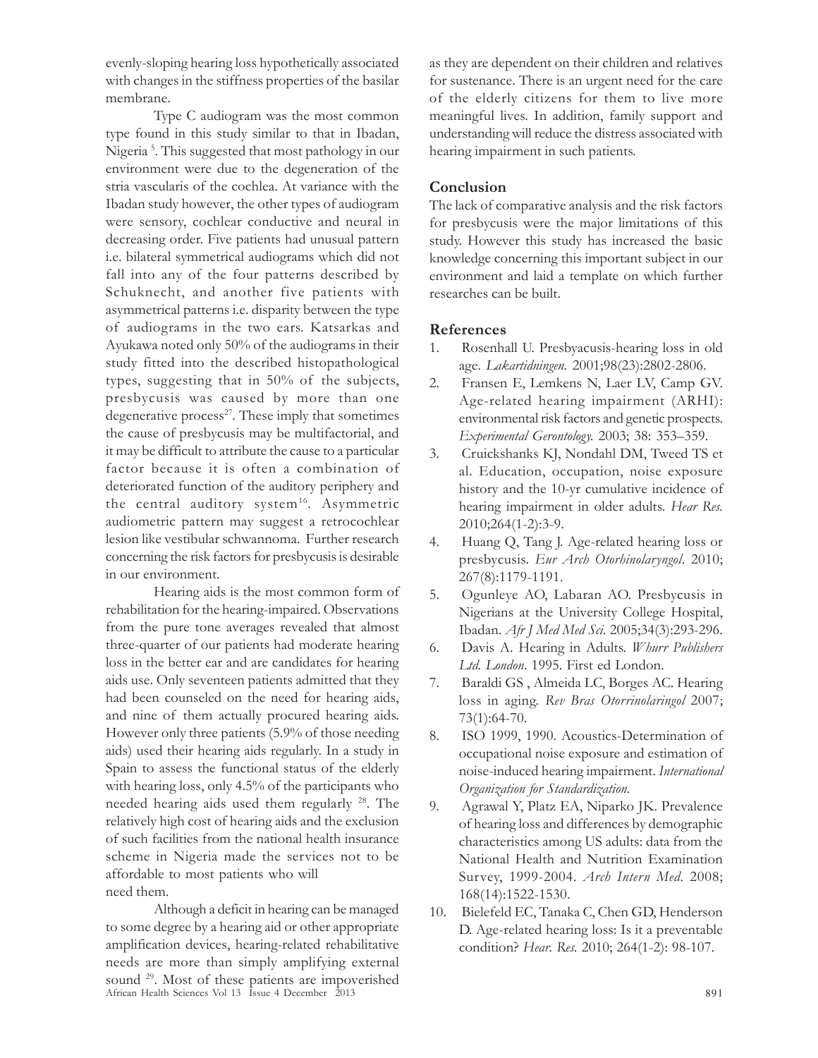evenly-sloping hearing loss hypothetically associated with changes in the stiffness properties of the basilar membrane.

Type C audiogram was the most common type found in this study similar to that in Ibadan, Nigeria [5]. This suggested that most pathology in our environment were due to the degeneration of the stria vascularis of the cochlea. At variance with the Ibadan study however, the other types of audiogram were sensory, cochlear conductive and neural in decreasing order. Five patients had unusual pattern i.e. bilateral symmetrical audiograms which did not fall into any of the four patterns described by Schuknecht, and another five patients with asymmetrical patterns i.e. disparity between the type of audiograms in the two ears. Katsarkas and Ayukawa noted only 50% of the audiograms in their study fitted into the described histopathological types, suggesting that in 50% of the subjects, presbycusis was caused by more than one degenerative process[27]. These imply that sometimes the cause of presbycusis may be multifactorial, and it may be difficult to attribute the cause to a particular factor because it is often a combination of deteriorated function of the auditory periphery and the central auditory system[16]. Asymmetric audiometric pattern may suggest a retrocochlear lesion like vestibular schwannoma. Further research concerning the risk factors for presbycusis is desirable in our environment.

Hearing aids is the most common form of rehabilitation for the hearing-impaired. Observations from the pure tone averages revealed that almost three-quarter of our patients had moderate hearing loss in the better ear and are candidates for hearing aids use. Only seventeen patients admitted that they had been counseled on the need for hearing aids, and nine of them actually procured hearing aids. However only three patients (5.9% of those needing aids) used their hearing aids regularly. In a study in Spain to assess the functional status of the elderly with hearing loss, only 4.5% of the participants who needed hearing aids used them regularly [28]. The relatively high cost of hearing aids and the exclusion of such facilities from the national health insurance scheme in Nigeria made the services not to be affordable to most patients who will need them.

Although a deficit in hearing can be managed to some degree by a hearing aid or other appropriate amplification devices, hearing-related rehabilitative needs are more than simply amplifying external sound [29]. Most of these patients are impoverished as they are dependent on their children and relatives for sustenance. There is an urgent need for the care of the elderly citizens for them to live more meaningful lives. In addition, family support and understanding will reduce the distress associated with hearing impairment in such patients.

## Conclusion

The lack of comparative analysis and the risk factors for presbycusis were the major limitations of this study. However this study has increased the basic knowledge concerning this important subject in our environment and laid a template on which further researches can be built.

## References

1. Rosenhall U. Presbyacusis-hearing loss in old age. *Lakartidningen.* 2001;98(23):2802-2806.
2. Fransen E, Lemkens N, Laer LV, Camp GV. Age-related hearing impairment (ARHI): environmental risk factors and genetic prospects. *Experimental Gerontology.* 2003; 38: 353–359.
3. Cruickshanks KJ, Nondahl DM, Tweed TS et al. Education, occupation, noise exposure history and the 10-yr cumulative incidence of hearing impairment in older adults. *Hear Res.* 2010;264(1-2):3-9.
4. Huang Q, Tang J. Age-related hearing loss or presbycusis. *Eur Arch Otorhinolaryngol*. 2010; 267(8):1179-1191.
5. Ogunleye AO, Labaran AO. Presbycusis in Nigerians at the University College Hospital, Ibadan. *Afr J Med Med Sci*. 2005;34(3):293-296.
6. Davis A. Hearing in Adults. *Whurr Publishers Ltd. London*. 1995. First ed London.
7. Baraldi GS , Almeida LC, Borges AC. Hearing loss in aging. *Rev Bras Otorrinolaringol* 2007; 73(1):64-70.
8. ISO 1999, 1990. Acoustics-Determination of occupational noise exposure and estimation of noise-induced hearing impairment. *International Organization for Standardization.*
9. Agrawal Y, Platz EA, Niparko JK. Prevalence of hearing loss and differences by demographic characteristics among US adults: data from the National Health and Nutrition Examination Survey, 1999-2004. *Arch Intern Med*. 2008; 168(14):1522-1530.
10. Bielefeld EC, Tanaka C, Chen GD, Henderson D. Age-related hearing loss: Is it a preventable condition? *Hear. Res.* 2010; 264(1-2): 98-107.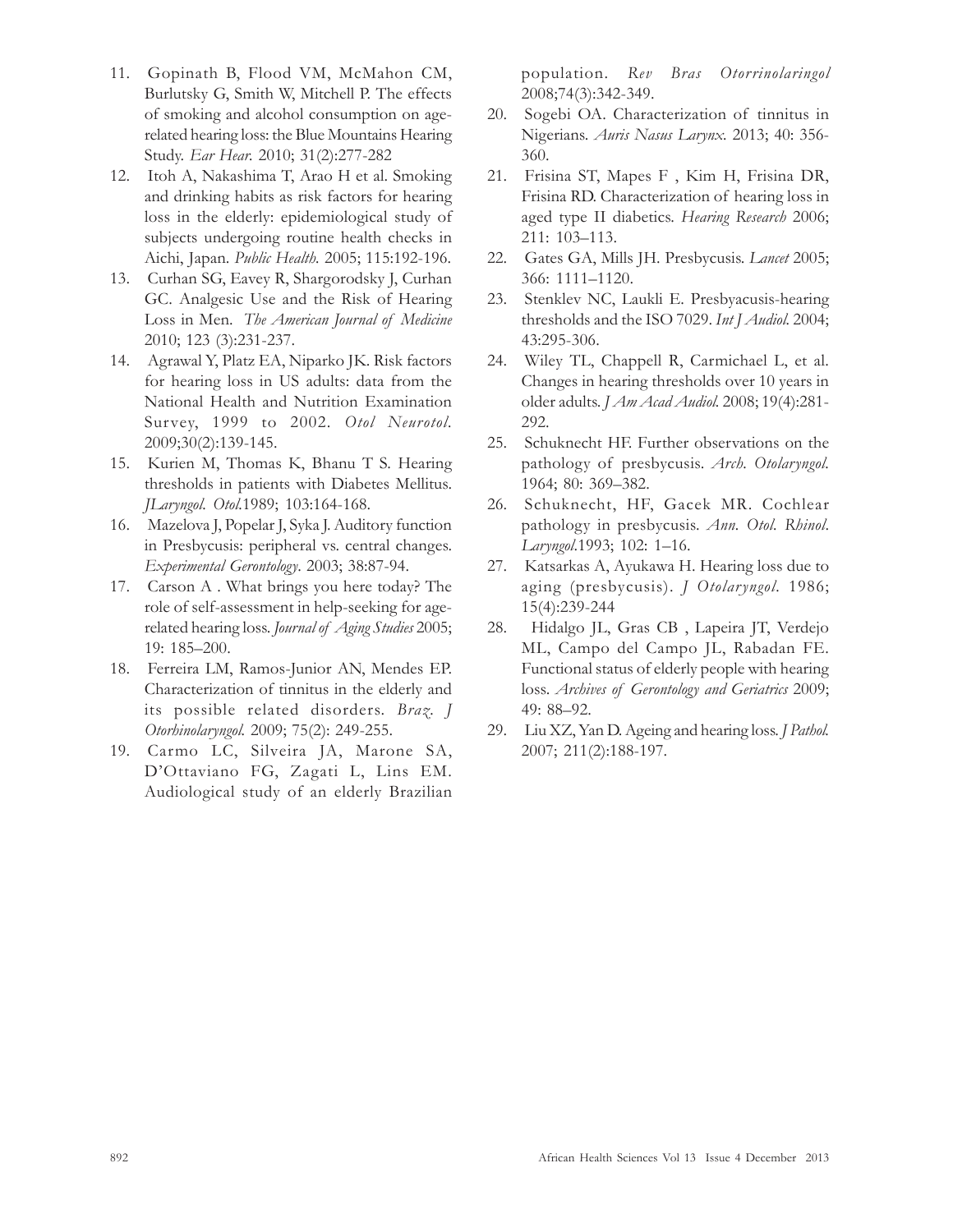11. Gopinath B, Flood VM, McMahon CM, Burlutsky G, Smith W, Mitchell P. The effects of smoking and alcohol consumption on age-related hearing loss: the Blue Mountains Hearing Study. *Ear Hear.* 2010; 31(2):277-282
12. Itoh A, Nakashima T, Arao H et al. Smoking and drinking habits as risk factors for hearing loss in the elderly: epidemiological study of subjects undergoing routine health checks in Aichi, Japan. *Public Health.* 2005; 115:192-196.
13. Curhan SG, Eavey R, Shargorodsky J, Curhan GC. Analgesic Use and the Risk of Hearing Loss in Men. *The American Journal of Medicine* 2010; 123 (3):231-237.
14. Agrawal Y, Platz EA, Niparko JK. Risk factors for hearing loss in US adults: data from the National Health and Nutrition Examination Survey, 1999 to 2002. *Otol Neurotol.* 2009;30(2):139-145.
15. Kurien M, Thomas K, Bhanu T S. Hearing thresholds in patients with Diabetes Mellitus. *JLaryngol. Otol.*1989; 103:164-168.
16. Mazelova J, Popelar J, Syka J. Auditory function in Presbycusis: peripheral vs. central changes. *Experimental Gerontology*. 2003; 38:87-94.
17. Carson A . What brings you here today? The role of self-assessment in help-seeking for age-related hearing loss. *Journal of Aging Studies* 2005; 19: 185–200.
18. Ferreira LM, Ramos-Junior AN, Mendes EP. Characterization of tinnitus in the elderly and its possible related disorders. *Braz. J Otorhinolaryngol.* 2009; 75(2): 249-255.
19. Carmo LC, Silveira JA, Marone SA, D'Ottaviano FG, Zagati L, Lins EM. Audiological study of an elderly Brazilian population. *Rev Bras Otorrinolaringol* 2008;74(3):342-349.
20. Sogebi OA. Characterization of tinnitus in Nigerians. *Auris Nasus Larynx.* 2013; 40: 356-360.
21. Frisina ST, Mapes F , Kim H, Frisina DR, Frisina RD. Characterization of hearing loss in aged type II diabetics. *Hearing Research* 2006; 211: 103–113.
22. Gates GA, Mills JH. Presbycusis. *Lancet* 2005; 366: 1111–1120.
23. Stenklev NC, Laukli E. Presbyacusis-hearing thresholds and the ISO 7029. *Int J Audiol.* 2004; 43:295-306.
24. Wiley TL, Chappell R, Carmichael L, et al. Changes in hearing thresholds over 10 years in older adults. *J Am Acad Audiol.* 2008; 19(4):281-292.
25. Schuknecht HF. Further observations on the pathology of presbycusis. *Arch. Otolaryngol.* 1964; 80: 369–382.
26. Schuknecht, HF, Gacek MR. Cochlear pathology in presbycusis. *Ann. Otol. Rhinol. Laryngol.*1993; 102: 1–16.
27. Katsarkas A, Ayukawa H. Hearing loss due to aging (presbycusis). *J Otolaryngol.* 1986; 15(4):239-244
28. Hidalgo JL, Gras CB , Lapeira JT, Verdejo ML, Campo del Campo JL, Rabadan FE. Functional status of elderly people with hearing loss. *Archives of Gerontology and Geriatrics* 2009; 49: 88–92.
29. Liu XZ, Yan D. Ageing and hearing loss. *J Pathol.* 2007; 211(2):188-197.